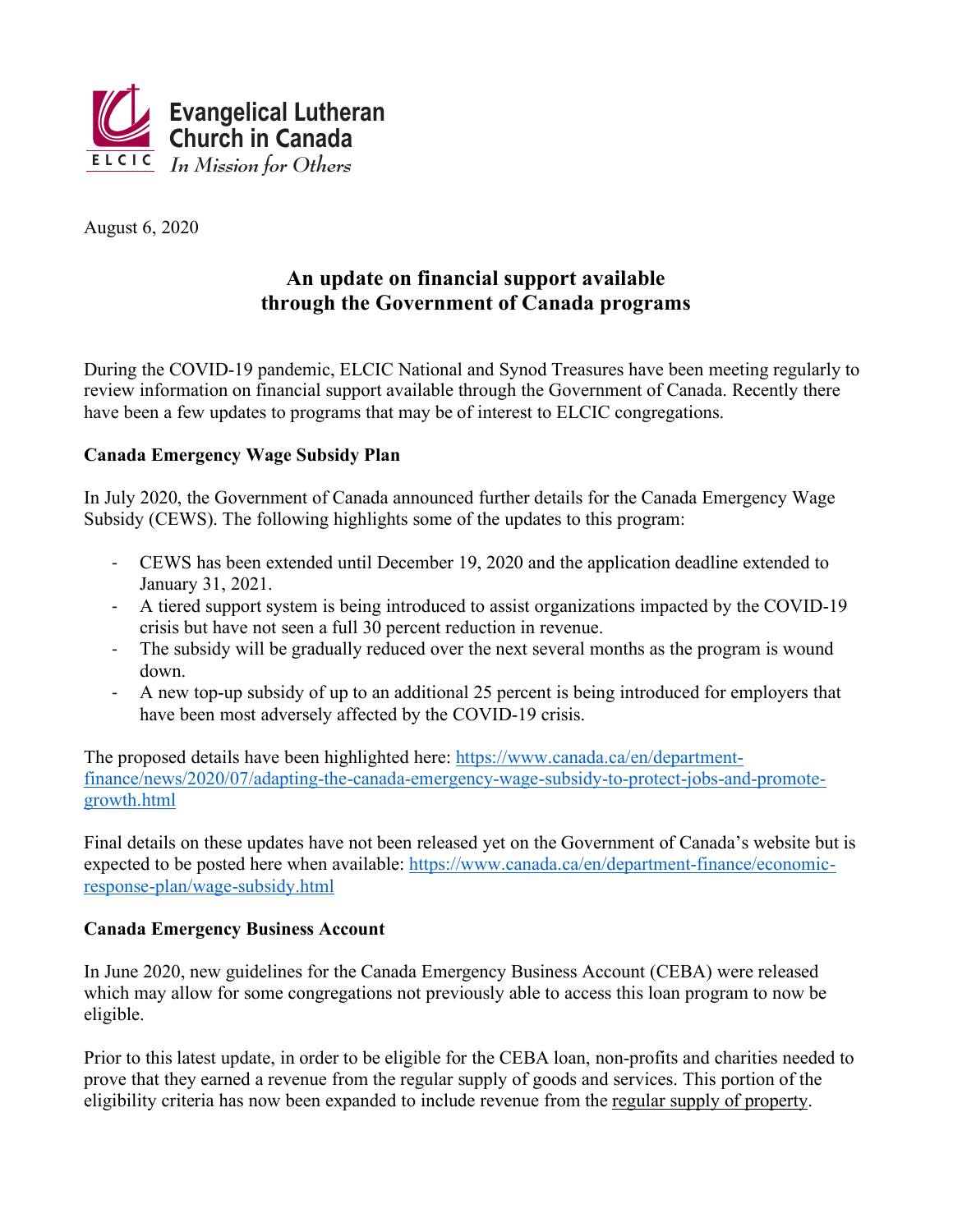Evangelical Lutheran Church in Canada

ELCIC *In Mission for Others*

August 6, 2020

# An update on financial support available through the Government of Canada programs

During the COVID-19 pandemic, ELCIC National and Synod Treasures have been meeting regularly to review information on financial support available through the Government of Canada. Recently there have been a few updates to programs that may be of interest to ELCIC congregations.

## Canada Emergency Wage Subsidy Plan

In July 2020, the Government of Canada announced further details for the Canada Emergency Wage Subsidy (CEWS). The following highlights some of the updates to this program:

- CEWS has been extended until December 19, 2020 and the application deadline extended to January 31, 2021.
- A tiered support system is being introduced to assist organizations impacted by the COVID-19 crisis but have not seen a full 30 percent reduction in revenue.
- The subsidy will be gradually reduced over the next several months as the program is wound down.
- A new top-up subsidy of up to an additional 25 percent is being introduced for employers that have been most adversely affected by the COVID-19 crisis.

The proposed details have been highlighted here: https://www.canada.ca/en/department-finance/news/2020/07/adapting-the-canada-emergency-wage-subsidy-to-protect-jobs-and-promote-growth.html

Final details on these updates have not been released yet on the Government of Canada's website but is expected to be posted here when available: https://www.canada.ca/en/department-finance/economic-response-plan/wage-subsidy.html

## Canada Emergency Business Account

In June 2020, new guidelines for the Canada Emergency Business Account (CEBA) were released which may allow for some congregations not previously able to access this loan program to now be eligible.

Prior to this latest update, in order to be eligible for the CEBA loan, non-profits and charities needed to prove that they earned a revenue from the regular supply of goods and services. This portion of the eligibility criteria has now been expanded to include revenue from the regular supply of property.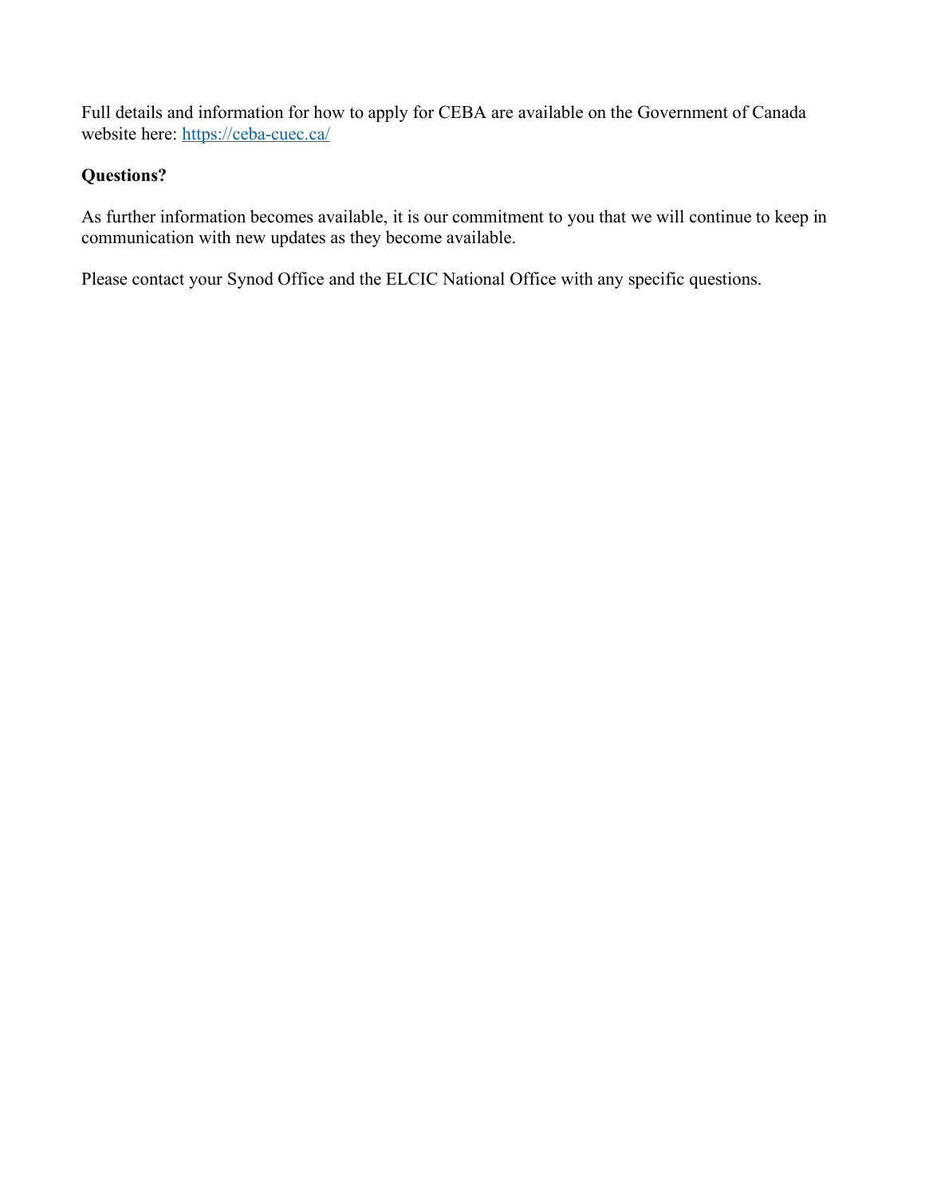Full details and information for how to apply for CEBA are available on the Government of Canada website here: [https://ceba-cuec.ca/](https://ceba-cuec.ca/)

**Questions?**

As further information becomes available, it is our commitment to you that we will continue to keep in communication with new updates as they become available.

Please contact your Synod Office and the ELCIC National Office with any specific questions.